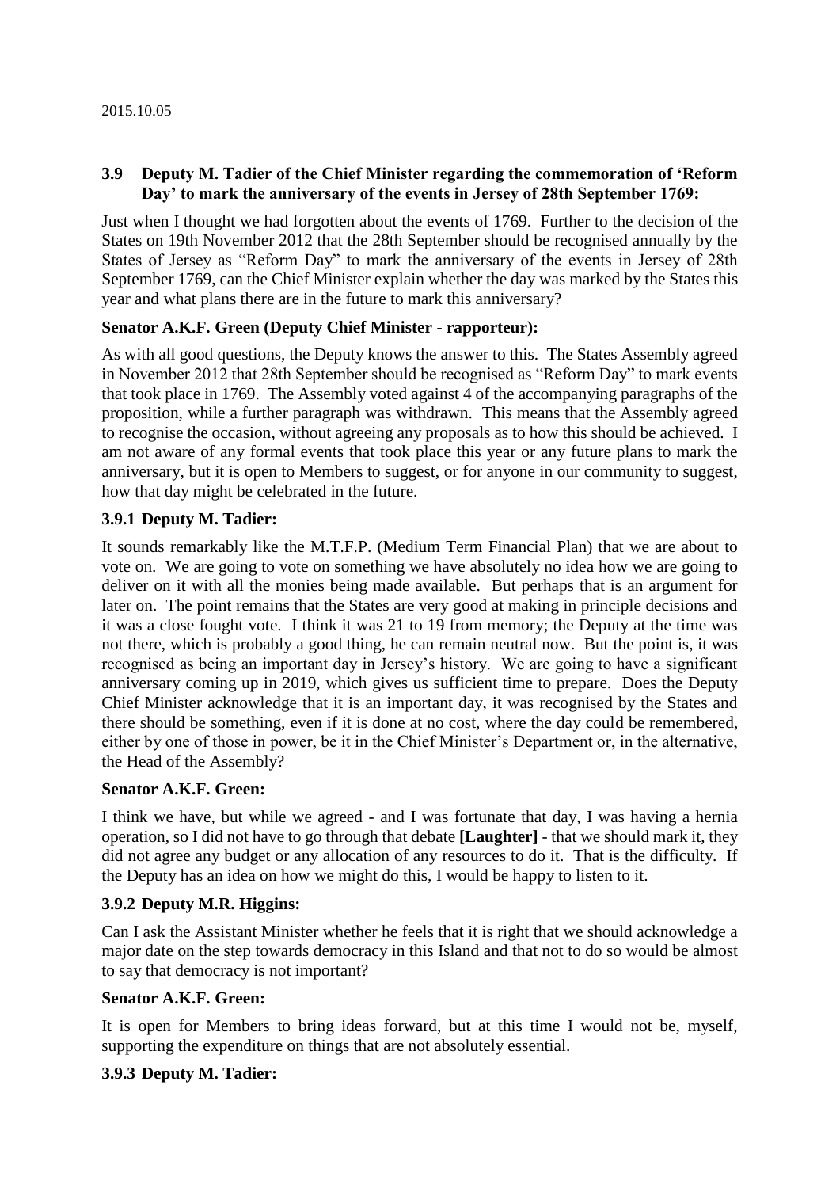2015.10.05

### 3.9 Deputy M. Tadier of the Chief Minister regarding the commemoration of 'Reform Day' to mark the anniversary of the events in Jersey of 28th September 1769:

Just when I thought we had forgotten about the events of 1769. Further to the decision of the States on 19th November 2012 that the 28th September should be recognised annually by the States of Jersey as "Reform Day" to mark the anniversary of the events in Jersey of 28th September 1769, can the Chief Minister explain whether the day was marked by the States this year and what plans there are in the future to mark this anniversary?

**Senator A.K.F. Green (Deputy Chief Minister - rapporteur):**

As with all good questions, the Deputy knows the answer to this. The States Assembly agreed in November 2012 that 28th September should be recognised as "Reform Day" to mark events that took place in 1769. The Assembly voted against 4 of the accompanying paragraphs of the proposition, while a further paragraph was withdrawn. This means that the Assembly agreed to recognise the occasion, without agreeing any proposals as to how this should be achieved. I am not aware of any formal events that took place this year or any future plans to mark the anniversary, but it is open to Members to suggest, or for anyone in our community to suggest, how that day might be celebrated in the future.

### 3.9.1 Deputy M. Tadier:

It sounds remarkably like the M.T.F.P. (Medium Term Financial Plan) that we are about to vote on. We are going to vote on something we have absolutely no idea how we are going to deliver on it with all the monies being made available. But perhaps that is an argument for later on. The point remains that the States are very good at making in principle decisions and it was a close fought vote. I think it was 21 to 19 from memory; the Deputy at the time was not there, which is probably a good thing, he can remain neutral now. But the point is, it was recognised as being an important day in Jersey's history. We are going to have a significant anniversary coming up in 2019, which gives us sufficient time to prepare. Does the Deputy Chief Minister acknowledge that it is an important day, it was recognised by the States and there should be something, even if it is done at no cost, where the day could be remembered, either by one of those in power, be it in the Chief Minister's Department or, in the alternative, the Head of the Assembly?

**Senator A.K.F. Green:**

I think we have, but while we agreed - and I was fortunate that day, I was having a hernia operation, so I did not have to go through that debate **[Laughter]** - that we should mark it, they did not agree any budget or any allocation of any resources to do it. That is the difficulty. If the Deputy has an idea on how we might do this, I would be happy to listen to it.

### 3.9.2 Deputy M.R. Higgins:

Can I ask the Assistant Minister whether he feels that it is right that we should acknowledge a major date on the step towards democracy in this Island and that not to do so would be almost to say that democracy is not important?

**Senator A.K.F. Green:**

It is open for Members to bring ideas forward, but at this time I would not be, myself, supporting the expenditure on things that are not absolutely essential.

### 3.9.3 Deputy M. Tadier: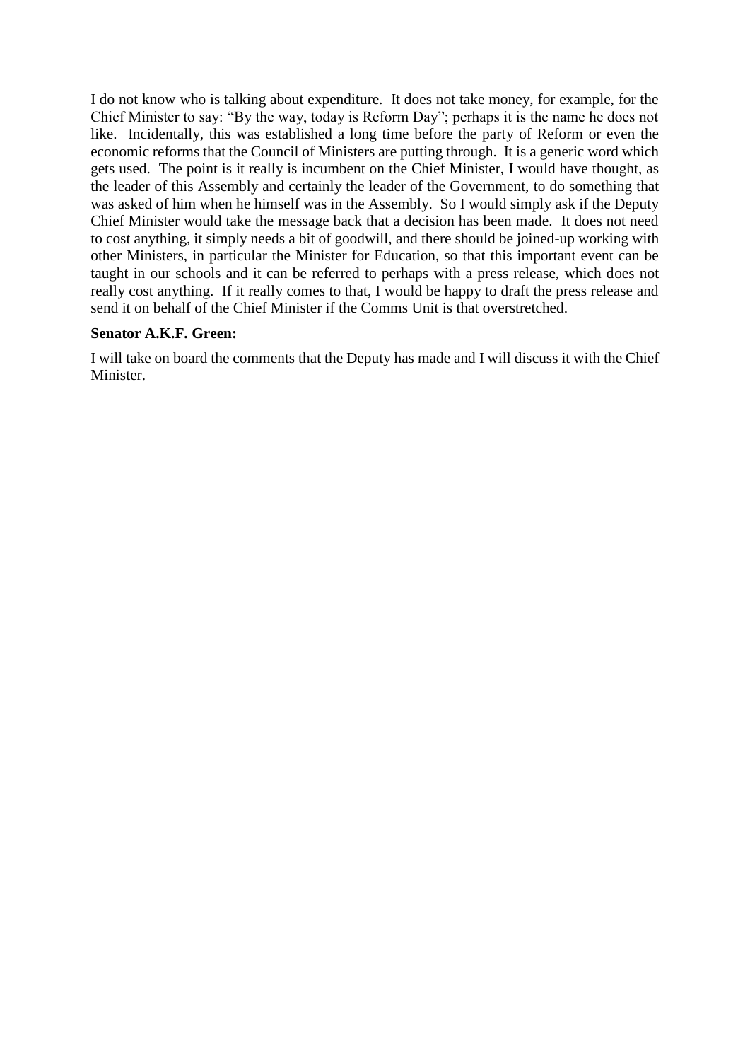I do not know who is talking about expenditure. It does not take money, for example, for the Chief Minister to say: "By the way, today is Reform Day"; perhaps it is the name he does not like. Incidentally, this was established a long time before the party of Reform or even the economic reforms that the Council of Ministers are putting through. It is a generic word which gets used. The point is it really is incumbent on the Chief Minister, I would have thought, as the leader of this Assembly and certainly the leader of the Government, to do something that was asked of him when he himself was in the Assembly. So I would simply ask if the Deputy Chief Minister would take the message back that a decision has been made. It does not need to cost anything, it simply needs a bit of goodwill, and there should be joined-up working with other Ministers, in particular the Minister for Education, so that this important event can be taught in our schools and it can be referred to perhaps with a press release, which does not really cost anything. If it really comes to that, I would be happy to draft the press release and send it on behalf of the Chief Minister if the Comms Unit is that overstretched.

**Senator A.K.F. Green:**

I will take on board the comments that the Deputy has made and I will discuss it with the Chief Minister.